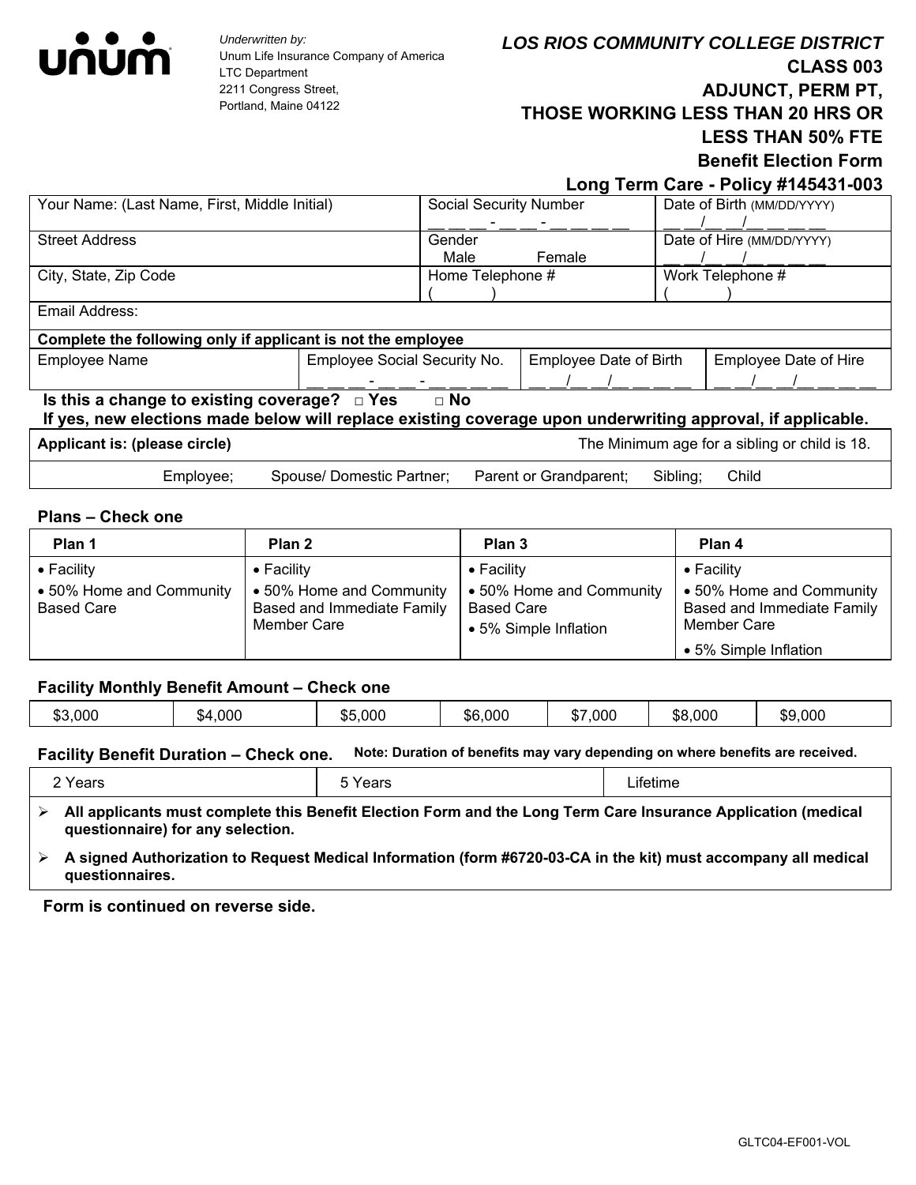unum

*Underwritten by:*
Unum Life Insurance Company of America
LTC Department
2211 Congress Street,
Portland, Maine 04122

***LOS RIOS COMMUNITY COLLEGE DISTRICT***

**CLASS 003**

**ADJUNCT, PERM PT,**

**THOSE WORKING LESS THAN 20 HRS OR LESS THAN 50% FTE**

**Benefit Election Form**

**Long Term Care - Policy #145431-003**

| Your Name: (Last Name, First, Middle Initial) | Social Security Number<br>__ __ __ - __ __ - __ __ __ __ | Date of Birth (MM/DD/YYYY)<br>__ __/__ __/__ __ __ __ |
|---|---|---|
| Street Address | Gender<br>Male Female | Date of Hire (MM/DD/YYYY)<br>__ __/__ __/__ __ __ __ |
| City, State, Zip Code | Home Telephone #<br>( ) | Work Telephone #<br>( ) |
| Email Address: | | |

**Complete the following only if applicant is not the employee**

| Employee Name | Employee Social Security No. | Employee Date of Birth | Employee Date of Hire |
|---|---|---|---|
| | __ __ __ - __ __ - __ __ __ __ | __ __/__ __/__ __ __ __ | __ __/__ __/__ __ __ __ |

**Is this a change to existing coverage? □ Yes □ No**
**If yes, new elections made below will replace existing coverage upon underwriting approval, if applicable.**

**Applicant is: (please circle)** The Minimum age for a sibling or child is 18.

Employee; Spouse/ Domestic Partner; Parent or Grandparent; Sibling; Child

**Plans – Check one**

| Plan 1 | Plan 2 | Plan 3 | Plan 4 |
|---|---|---|---|
| • Facility<br>• 50% Home and Community Based Care | • Facility<br>• 50% Home and Community Based and Immediate Family Member Care | • Facility<br>• 50% Home and Community Based Care<br>• 5% Simple Inflation | • Facility<br>• 50% Home and Community Based and Immediate Family Member Care<br>• 5% Simple Inflation |

**Facility Monthly Benefit Amount – Check one**

| $3,000 | $4,000 | $5,000 | $6,000 | $7,000 | $8,000 | $9,000 |
|---|---|---|---|---|---|---|

**Facility Benefit Duration – Check one.** **Note: Duration of benefits may vary depending on where benefits are received.**

| 2 Years | 5 Years | Lifetime |
|---|---|---|

- **All applicants must complete this Benefit Election Form and the Long Term Care Insurance Application (medical questionnaire) for any selection.**
- **A signed Authorization to Request Medical Information (form #6720-03-CA in the kit) must accompany all medical questionnaires.**

**Form is continued on reverse side.**

GLTC04-EF001-VOL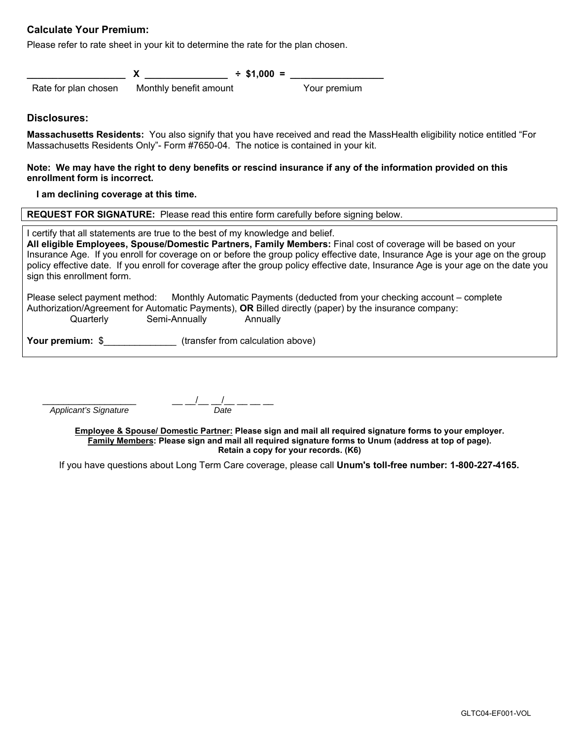### Calculate Your Premium:

Please refer to rate sheet in your kit to determine the rate for the plan chosen.

__________________ X _______________ ÷ $1,000 = _________________

Rate for plan chosen     Monthly benefit amount     Your premium

### Disclosures:

**Massachusetts Residents:** You also signify that you have received and read the MassHealth eligibility notice entitled "For Massachusetts Residents Only"- Form #7650-04. The notice is contained in your kit.

**Note: We may have the right to deny benefits or rescind insurance if any of the information provided on this enrollment form is incorrect.**

**I am declining coverage at this time.**

**REQUEST FOR SIGNATURE:** Please read this entire form carefully before signing below.

I certify that all statements are true to the best of my knowledge and belief.
**All eligible Employees, Spouse/Domestic Partners, Family Members:** Final cost of coverage will be based on your Insurance Age. If you enroll for coverage on or before the group policy effective date, Insurance Age is your age on the group policy effective date. If you enroll for coverage after the group policy effective date, Insurance Age is your age on the date you sign this enrollment form.

Please select payment method: Monthly Automatic Payments (deducted from your checking account – complete Authorization/Agreement for Automatic Payments), **OR** Billed directly (paper) by the insurance company:
Quarterly     Semi-Annually     Annually

**Your premium:** $______________ (transfer from calculation above)

__________________     __ __/__ __/__ __ __ __
*Applicant's Signature*     *Date*

**Employee & Spouse/ Domestic Partner: Please sign and mail all required signature forms to your employer.**
**Family Members: Please sign and mail all required signature forms to Unum (address at top of page).**
**Retain a copy for your records. (K6)**

If you have questions about Long Term Care coverage, please call **Unum's toll-free number: 1-800-227-4165.**

GLTC04-EF001-VOL